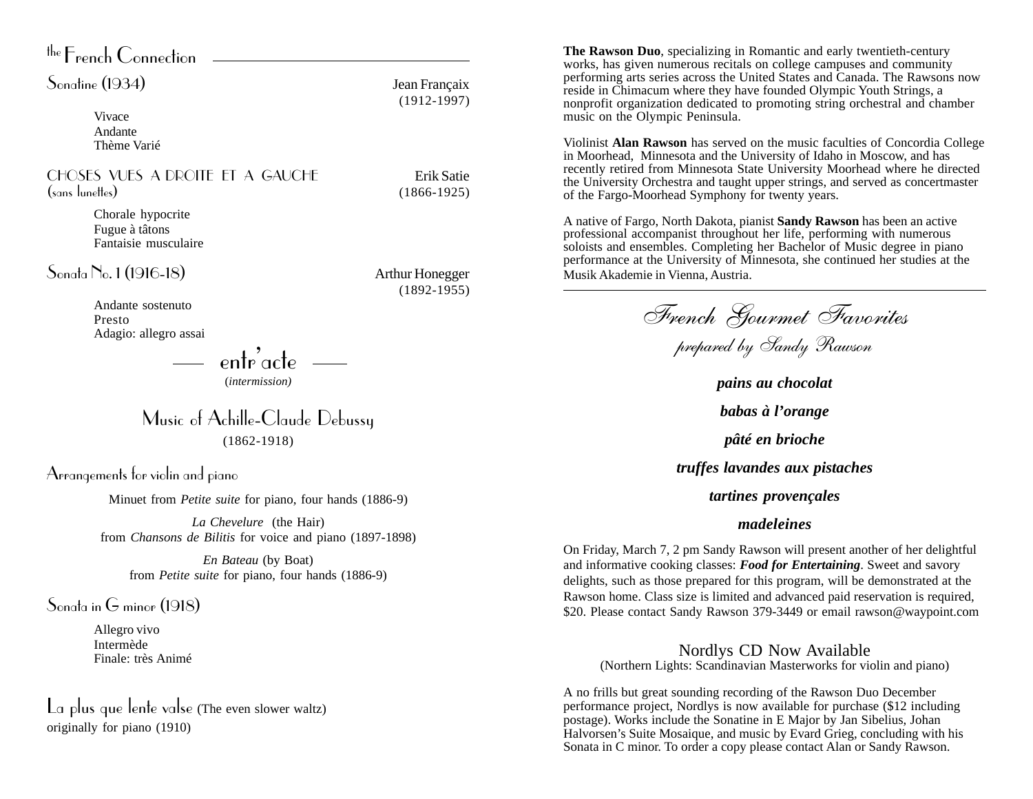## the French Connection

### Sonatine (1934)

Jean Françaix (1912-1997)

- Vivace
- Andante
- Thème Varié

### CHOSES VUES A DROITE ET A GAUCHE (sans lunettes)

Erik Satie (1866-1925)

- Chorale hypocrite
- Fugue à tâtons
- Fantaisie musculaire

### Sonata No. 1 (1916-18)

Arthur Honegger (1892-1955)

- Andante sostenuto
- Presto
- Adagio: allegro assai

## entr'acte

*(intermission)*

## Music of Achille-Claude Debussy

(1862-1918)

### Arrangements for violin and piano

Minuet from *Petite suite* for piano, four hands (1886-9)

*La Chevelure* (the Hair)
from *Chansons de Bilitis* for voice and piano (1897-1898)

*En Bateau* (by Boat)
from *Petite suite* for piano, four hands (1886-9)

### Sonata in G minor (1918)

- Allegro vivo
- Intermède
- Finale: très Animé

### La plus que lente valse (The even slower waltz)

originally for piano (1910)

**The Rawson Duo**, specializing in Romantic and early twentieth-century works, has given numerous recitals on college campuses and community performing arts series across the United States and Canada. The Rawsons now reside in Chimacum where they have founded Olympic Youth Strings, a nonprofit organization dedicated to promoting string orchestral and chamber music on the Olympic Peninsula.

Violinist **Alan Rawson** has served on the music faculties of Concordia College in Moorhead, Minnesota and the University of Idaho in Moscow, and has recently retired from Minnesota State University Moorhead where he directed the University Orchestra and taught upper strings, and served as concertmaster of the Fargo-Moorhead Symphony for twenty years.

A native of Fargo, North Dakota, pianist **Sandy Rawson** has been an active professional accompanist throughout her life, performing with numerous soloists and ensembles. Completing her Bachelor of Music degree in piano performance at the University of Minnesota, she continued her studies at the Musik Akademie in Vienna, Austria.

## *French Gourmet Favorites*

*prepared by Sandy Rawson*

***pains au chocolat***

***babas à l'orange***

***pâté en brioche***

***truffes lavandes aux pistaches***

***tartines provençales***

***madeleines***

On Friday, March 7, 2 pm Sandy Rawson will present another of her delightful and informative cooking classes: ***Food for Entertaining***. Sweet and savory delights, such as those prepared for this program, will be demonstrated at the Rawson home. Class size is limited and advanced paid reservation is required, $20. Please contact Sandy Rawson 379-3449 or email rawson@waypoint.com

### Nordlys CD Now Available

(Northern Lights: Scandinavian Masterworks for violin and piano)

A no frills but great sounding recording of the Rawson Duo December performance project, Nordlys is now available for purchase ($12 including postage). Works include the Sonatine in E Major by Jan Sibelius, Johan Halvorsen's Suite Mosaique, and music by Evard Grieg, concluding with his Sonata in C minor. To order a copy please contact Alan or Sandy Rawson.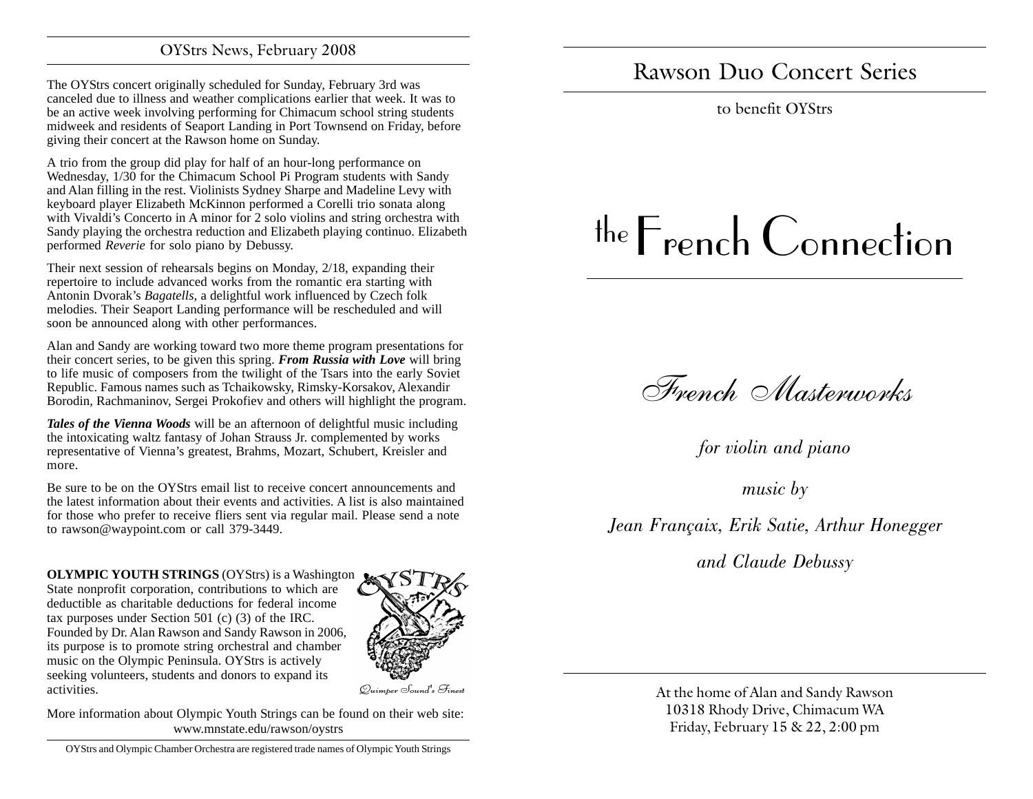## OYStrs News, February 2008

The OYStrs concert originally scheduled for Sunday, February 3rd was canceled due to illness and weather complications earlier that week. It was to be an active week involving performing for Chimacum school string students midweek and residents of Seaport Landing in Port Townsend on Friday, before giving their concert at the Rawson home on Sunday.

A trio from the group did play for half of an hour-long performance on Wednesday, 1/30 for the Chimacum School Pi Program students with Sandy and Alan filling in the rest. Violinists Sydney Sharpe and Madeline Levy with keyboard player Elizabeth McKinnon performed a Corelli trio sonata along with Vivaldi's Concerto in A minor for 2 solo violins and string orchestra with Sandy playing the orchestra reduction and Elizabeth playing continuo. Elizabeth performed *Reverie* for solo piano by Debussy.

Their next session of rehearsals begins on Monday, 2/18, expanding their repertoire to include advanced works from the romantic era starting with Antonin Dvorak's *Bagatells*, a delightful work influenced by Czech folk melodies. Their Seaport Landing performance will be rescheduled and will soon be announced along with other performances.

Alan and Sandy are working toward two more theme program presentations for their concert series, to be given this spring. ***From Russia with Love*** will bring to life music of composers from the twilight of the Tsars into the early Soviet Republic. Famous names such as Tchaikowsky, Rimsky-Korsakov, Alexandir Borodin, Rachmaninov, Sergei Prokofiev and others will highlight the program.

***Tales of the Vienna Woods*** will be an afternoon of delightful music including the intoxicating waltz fantasy of Johan Strauss Jr. complemented by works representative of Vienna's greatest, Brahms, Mozart, Schubert, Kreisler and more.

Be sure to be on the OYStrs email list to receive concert announcements and the latest information about their events and activities. A list is also maintained for those who prefer to receive fliers sent via regular mail. Please send a note to rawson@waypoint.com or call 379-3449.

**OLYMPIC YOUTH STRINGS** (OYStrs) is a Washington State nonprofit corporation, contributions to which are deductible as charitable deductions for federal income tax purposes under Section 501 (c) (3) of the IRC. Founded by Dr. Alan Rawson and Sandy Rawson in 2006, its purpose is to promote string orchestral and chamber music on the Olympic Peninsula. OYStrs is actively seeking volunteers, students and donors to expand its activities.

OYSTRS

Quimper Sound's Finest

More information about Olympic Youth Strings can be found on their web site: www.mnstate.edu/rawson/oystrs

OYStrs and Olympic Chamber Orchestra are registered trade names of Olympic Youth Strings

# Rawson Duo Concert Series

to benefit OYStrs

# the French Connection

## *French Masterworks*

*for violin and piano*

*music by*

*Jean Françaix, Erik Satie, Arthur Honegger*

*and Claude Debussy*

At the home of Alan and Sandy Rawson
10318 Rhody Drive, Chimacum WA
Friday, February 15 & 22, 2:00 pm